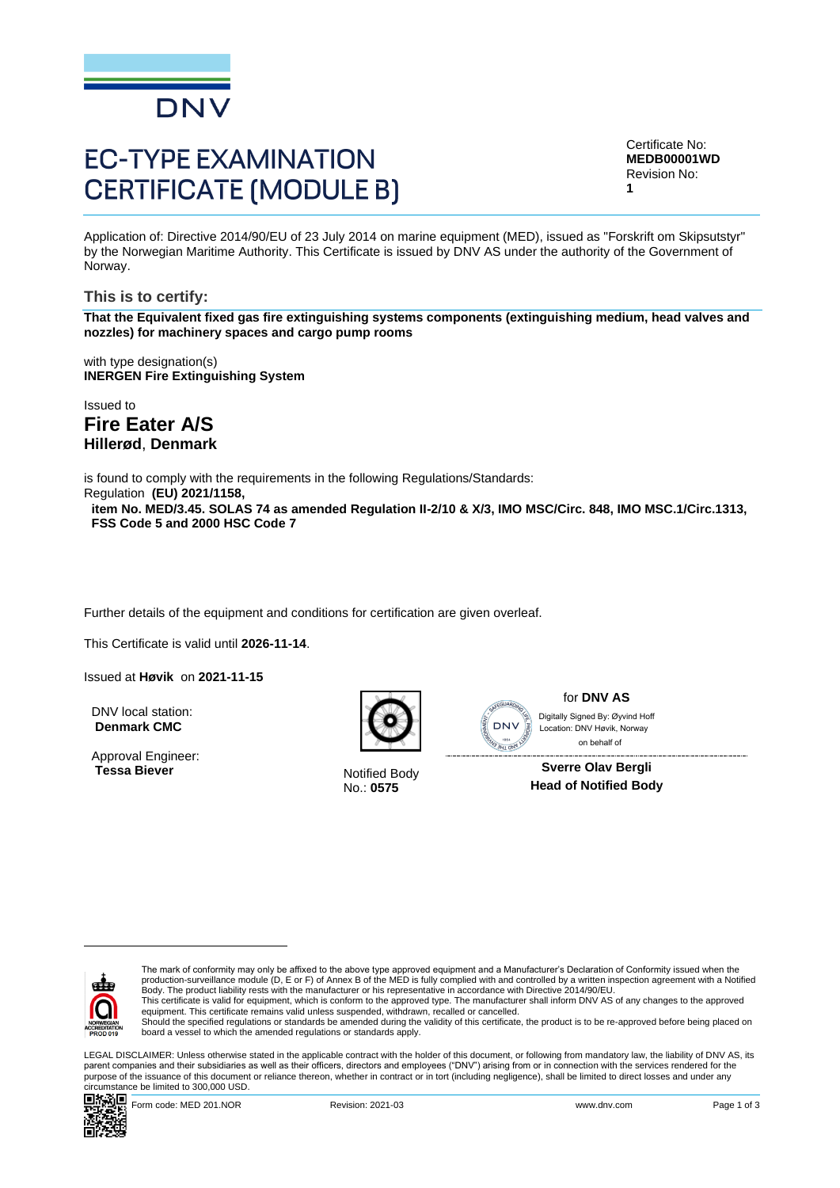DNV

# EC-TYPE EXAMINATION CERTIFICATE (MODULE B)

Certificate No:
**MEDB00001WD**
Revision No:
**1**

Application of: Directive 2014/90/EU of 23 July 2014 on marine equipment (MED), issued as "Forskrift om Skipsutstyr" by the Norwegian Maritime Authority. This Certificate is issued by DNV AS under the authority of the Government of Norway.

## This is to certify:

**That the Equivalent fixed gas fire extinguishing systems components (extinguishing medium, head valves and nozzles) for machinery spaces and cargo pump rooms**

with type designation(s)
**INERGEN Fire Extinguishing System**

Issued to
**Fire Eater A/S**
**Hillerød**, **Denmark**

is found to comply with the requirements in the following Regulations/Standards:
Regulation **(EU) 2021/1158,**
**item No. MED/3.45. SOLAS 74 as amended Regulation II-2/10 & X/3, IMO MSC/Circ. 848, IMO MSC.1/Circ.1313, FSS Code 5 and 2000 HSC Code 7**

Further details of the equipment and conditions for certification are given overleaf.

This Certificate is valid until **2026-11-14**.

Issued at **Høvik** on **2021-11-15**

DNV local station:
**Denmark CMC**

Approval Engineer:
**Tessa Biever**

Notified Body
No.: **0575**

for **DNV AS**

Digitally Signed By: Øyvind Hoff
Location: DNV Høvik, Norway
on behalf of

**Sverre Olav Bergli**
**Head of Notified Body**

The mark of conformity may only be affixed to the above type approved equipment and a Manufacturer's Declaration of Conformity issued when the production-surveillance module (D, E or F) of Annex B of the MED is fully complied with and controlled by a written inspection agreement with a Notified Body. The product liability rests with the manufacturer or his representative in accordance with Directive 2014/90/EU.
This certificate is valid for equipment, which is conform to the approved type. The manufacturer shall inform DNV AS of any changes to the approved equipment. This certificate remains valid unless suspended, withdrawn, recalled or cancelled.
Should the specified regulations or standards be amended during the validity of this certificate, the product is to be re-approved before being placed on board a vessel to which the amended regulations or standards apply.

LEGAL DISCLAIMER: Unless otherwise stated in the applicable contract with the holder of this document, or following from mandatory law, the liability of DNV AS, its parent companies and their subsidiaries as well as their officers, directors and employees ("DNV") arising from or in connection with the services rendered for the purpose of the issuance of this document or reliance thereon, whether in contract or in tort (including negligence), shall be limited to direct losses and under any circumstance be limited to 300,000 USD.

Form code: MED 201.NOR Revision: 2021-03 www.dnv.com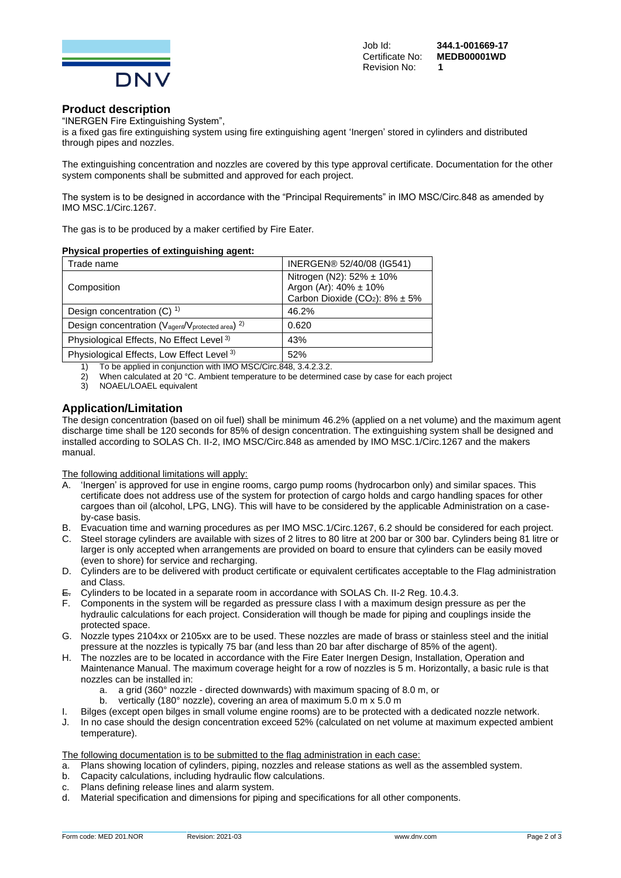Job Id: **344.1-001669-17**
Certificate No: **MEDB00001WD**
Revision No: **1**

## Product description

"INERGEN Fire Extinguishing System",

is a fixed gas fire extinguishing system using fire extinguishing agent 'Inergen' stored in cylinders and distributed through pipes and nozzles.

The extinguishing concentration and nozzles are covered by this type approval certificate. Documentation for the other system components shall be submitted and approved for each project.

The system is to be designed in accordance with the "Principal Requirements" in IMO MSC/Circ.848 as amended by IMO MSC.1/Circ.1267.

The gas is to be produced by a maker certified by Fire Eater.

**Physical properties of extinguishing agent:**

| Trade name | INERGEN® 52/40/08 (IG541) |
|---|---|
| Composition | Nitrogen (N2): 52% ± 10%<br>Argon (Ar): 40% ± 10%<br>Carbon Dioxide ($CO_2$): 8% ± 5% |
| Design concentration (C) 1) | 46.2% |
| Design concentration ($V_{agent}/V_{protected\ area}$) 2) | 0.620 |
| Physiological Effects, No Effect Level 3) | 43% |
| Physiological Effects, Low Effect Level 3) | 52% |

1) To be applied in conjunction with IMO MSC/Circ.848, 3.4.2.3.2.
2) When calculated at 20 °C. Ambient temperature to be determined case by case for each project
3) NOAEL/LOAEL equivalent

## Application/Limitation

The design concentration (based on oil fuel) shall be minimum 46.2% (applied on a net volume) and the maximum agent discharge time shall be 120 seconds for 85% of design concentration. The extinguishing system shall be designed and installed according to SOLAS Ch. II-2, IMO MSC/Circ.848 as amended by IMO MSC.1/Circ.1267 and the makers manual.

The following additional limitations will apply:

A. 'Inergen' is approved for use in engine rooms, cargo pump rooms (hydrocarbon only) and similar spaces. This certificate does not address use of the system for protection of cargo holds and cargo handling spaces for other cargoes than oil (alcohol, LPG, LNG). This will have to be considered by the applicable Administration on a case-by-case basis.
B. Evacuation time and warning procedures as per IMO MSC.1/Circ.1267, 6.2 should be considered for each project.
C. Steel storage cylinders are available with sizes of 2 litres to 80 litre at 200 bar or 300 bar. Cylinders being 81 litre or larger is only accepted when arrangements are provided on board to ensure that cylinders can be easily moved (even to shore) for service and recharging.
D. Cylinders are to be delivered with product certificate or equivalent certificates acceptable to the Flag administration and Class.
E. Cylinders to be located in a separate room in accordance with SOLAS Ch. II-2 Reg. 10.4.3.
F. Components in the system will be regarded as pressure class I with a maximum design pressure as per the hydraulic calculations for each project. Consideration will though be made for piping and couplings inside the protected space.
G. Nozzle types 2104xx or 2105xx are to be used. These nozzles are made of brass or stainless steel and the initial pressure at the nozzles is typically 75 bar (and less than 20 bar after discharge of 85% of the agent).
H. The nozzles are to be located in accordance with the Fire Eater Inergen Design, Installation, Operation and Maintenance Manual. The maximum coverage height for a row of nozzles is 5 m. Horizontally, a basic rule is that nozzles can be installed in:
    a. a grid (360° nozzle - directed downwards) with maximum spacing of 8.0 m, or
    b. vertically (180° nozzle), covering an area of maximum 5.0 m x 5.0 m
I. Bilges (except open bilges in small volume engine rooms) are to be protected with a dedicated nozzle network.
J. In no case should the design concentration exceed 52% (calculated on net volume at maximum expected ambient temperature).

The following documentation is to be submitted to the flag administration in each case:

a. Plans showing location of cylinders, piping, nozzles and release stations as well as the assembled system.
b. Capacity calculations, including hydraulic flow calculations.
c. Plans defining release lines and alarm system.
d. Material specification and dimensions for piping and specifications for all other components.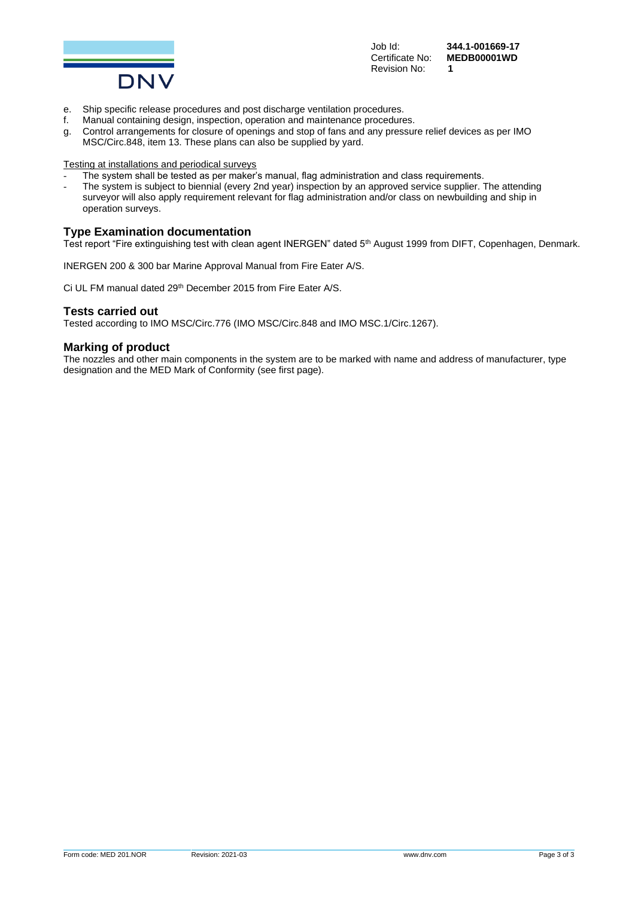e. Ship specific release procedures and post discharge ventilation procedures.
f. Manual containing design, inspection, operation and maintenance procedures.
g. Control arrangements for closure of openings and stop of fans and any pressure relief devices as per IMO MSC/Circ.848, item 13. These plans can also be supplied by yard.

<u>Testing at installations and periodical surveys</u>

- The system shall be tested as per maker's manual, flag administration and class requirements.
- The system is subject to biennial (every 2nd year) inspection by an approved service supplier. The attending surveyor will also apply requirement relevant for flag administration and/or class on newbuilding and ship in operation surveys.

## Type Examination documentation

Test report "Fire extinguishing test with clean agent INERGEN" dated 5th August 1999 from DIFT, Copenhagen, Denmark.

INERGEN 200 & 300 bar Marine Approval Manual from Fire Eater A/S.

Ci UL FM manual dated 29th December 2015 from Fire Eater A/S.

## Tests carried out

Tested according to IMO MSC/Circ.776 (IMO MSC/Circ.848 and IMO MSC.1/Circ.1267).

## Marking of product

The nozzles and other main components in the system are to be marked with name and address of manufacturer, type designation and the MED Mark of Conformity (see first page).